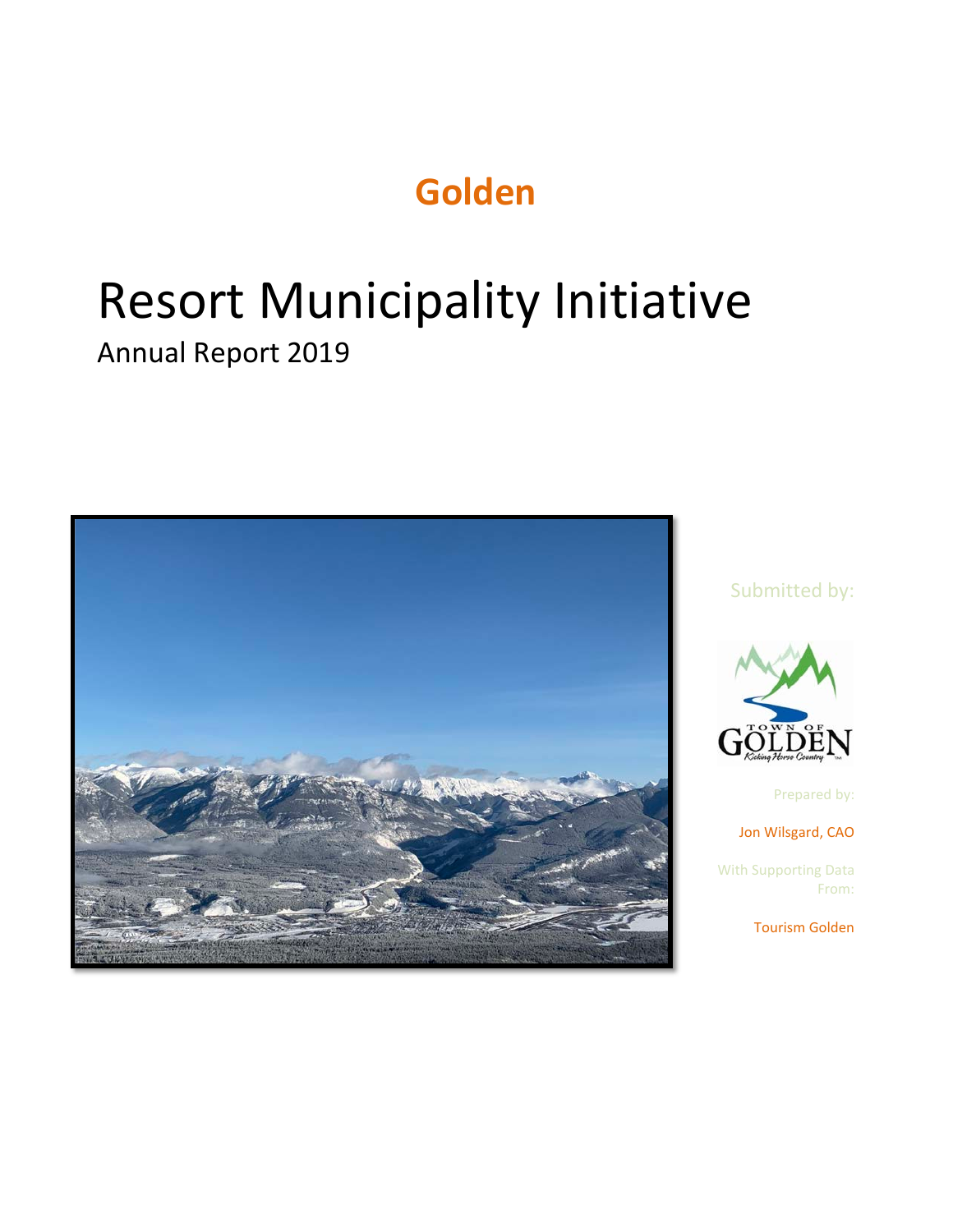# Golden

# Resort Municipality Initiative

## Annual Report 2019

Submitted by:

TOWN OF GOLDEN
*Kicking Horse Country*

Prepared by:

Jon Wilsgard, CAO

With Supporting Data From:

Tourism Golden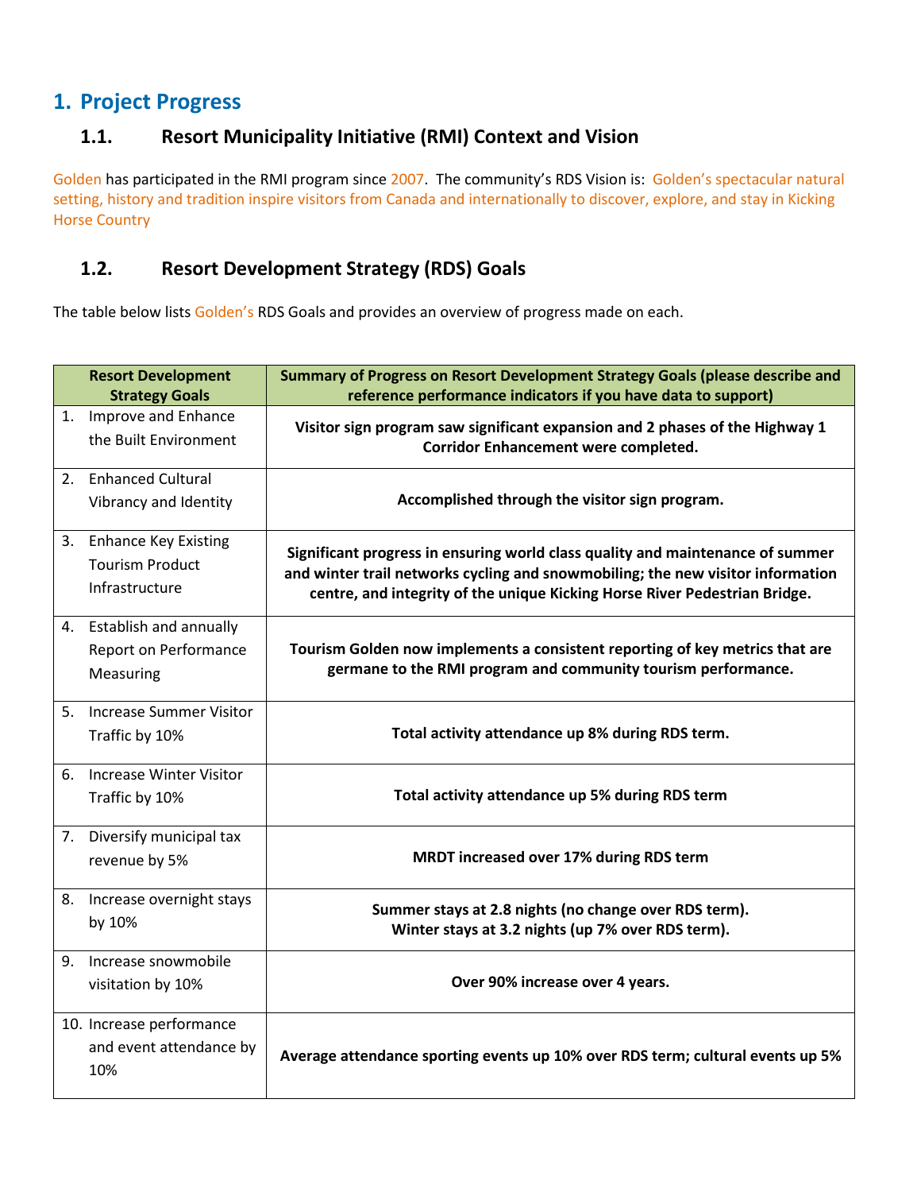# 1. Project Progress

## 1.1. Resort Municipality Initiative (RMI) Context and Vision

Golden has participated in the RMI program since 2007. The community's RDS Vision is: Golden's spectacular natural setting, history and tradition inspire visitors from Canada and internationally to discover, explore, and stay in Kicking Horse Country

## 1.2. Resort Development Strategy (RDS) Goals

The table below lists Golden's RDS Goals and provides an overview of progress made on each.

| Resort Development Strategy Goals | Summary of Progress on Resort Development Strategy Goals (please describe and reference performance indicators if you have data to support) |
|---|---|
| 1. Improve and Enhance the Built Environment | **Visitor sign program saw significant expansion and 2 phases of the Highway 1 Corridor Enhancement were completed.** |
| 2. Enhanced Cultural Vibrancy and Identity | **Accomplished through the visitor sign program.** |
| 3. Enhance Key Existing Tourism Product Infrastructure | **Significant progress in ensuring world class quality and maintenance of summer and winter trail networks cycling and snowmobiling; the new visitor information centre, and integrity of the unique Kicking Horse River Pedestrian Bridge.** |
| 4. Establish and annually Report on Performance Measuring | **Tourism Golden now implements a consistent reporting of key metrics that are germane to the RMI program and community tourism performance.** |
| 5. Increase Summer Visitor Traffic by 10% | **Total activity attendance up 8% during RDS term.** |
| 6. Increase Winter Visitor Traffic by 10% | **Total activity attendance up 5% during RDS term** |
| 7. Diversify municipal tax revenue by 5% | **MRDT increased over 17% during RDS term** |
| 8. Increase overnight stays by 10% | **Summer stays at 2.8 nights (no change over RDS term).<br>Winter stays at 3.2 nights (up 7% over RDS term).** |
| 9. Increase snowmobile visitation by 10% | **Over 90% increase over 4 years.** |
| 10. Increase performance and event attendance by 10% | **Average attendance sporting events up 10% over RDS term; cultural events up 5%** |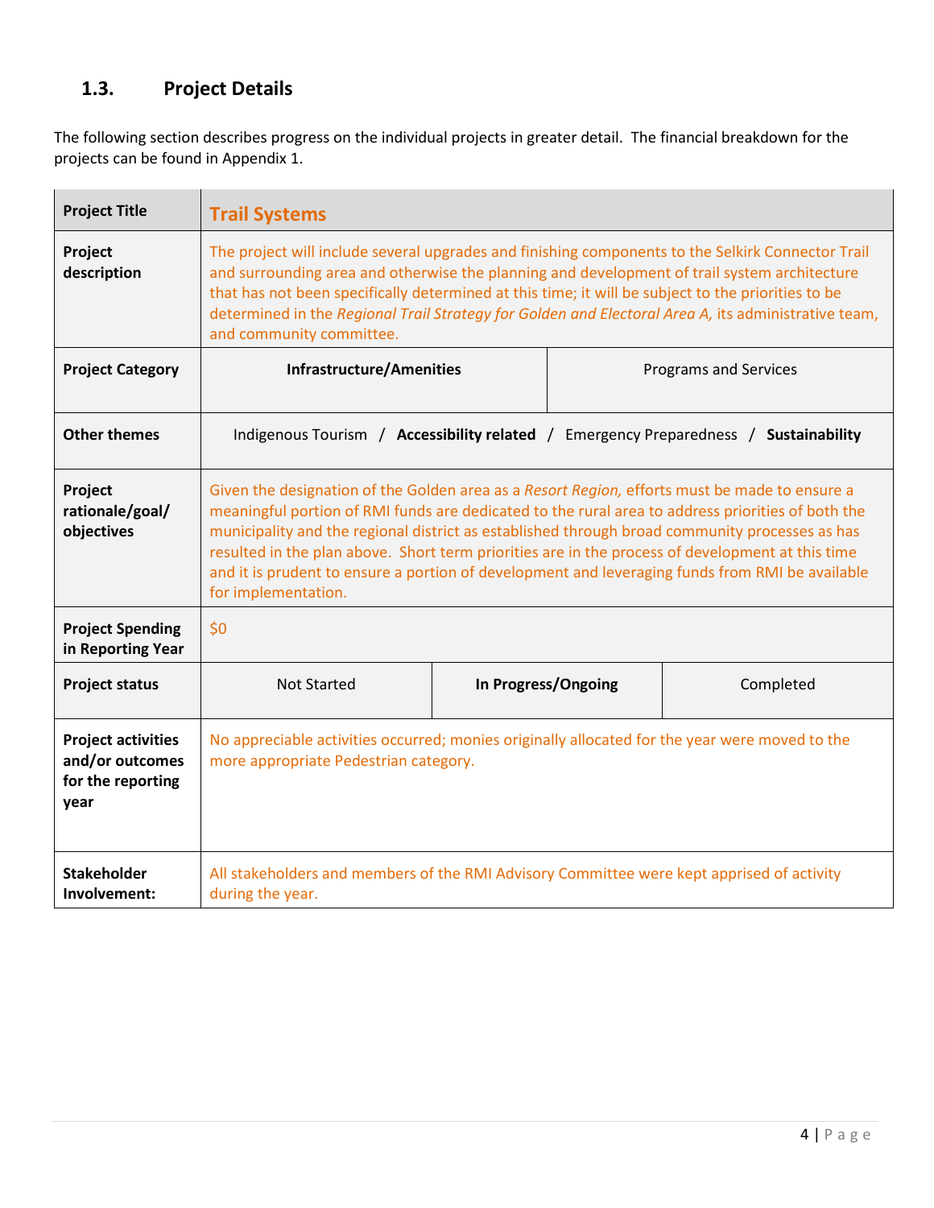## 1.3. Project Details

The following section describes progress on the individual projects in greater detail. The financial breakdown for the projects can be found in Appendix 1.

| Project Title | Trail Systems | | |
|---|---|---|---|
| Project description | The project will include several upgrades and finishing components to the Selkirk Connector Trail and surrounding area and otherwise the planning and development of trail system architecture that has not been specifically determined at this time; it will be subject to the priorities to be determined in the *Regional Trail Strategy for Golden and Electoral Area A,* its administrative team, and community committee. | | |
| Project Category | **Infrastructure/Amenities** | Programs and Services | |
| Other themes | Indigenous Tourism / **Accessibility related** / Emergency Preparedness / **Sustainability** | | |
| Project rationale/goal/ objectives | Given the designation of the Golden area as a *Resort Region,* efforts must be made to ensure a meaningful portion of RMI funds are dedicated to the rural area to address priorities of both the municipality and the regional district as established through broad community processes as has resulted in the plan above. Short term priorities are in the process of development at this time and it is prudent to ensure a portion of development and leveraging funds from RMI be available for implementation. | | |
| Project Spending in Reporting Year | $0 | | |
| Project status | Not Started | **In Progress/Ongoing** | Completed |
| Project activities and/or outcomes for the reporting year | No appreciable activities occurred; monies originally allocated for the year were moved to the more appropriate Pedestrian category. | | |
| Stakeholder Involvement: | All stakeholders and members of the RMI Advisory Committee were kept apprised of activity during the year. | | |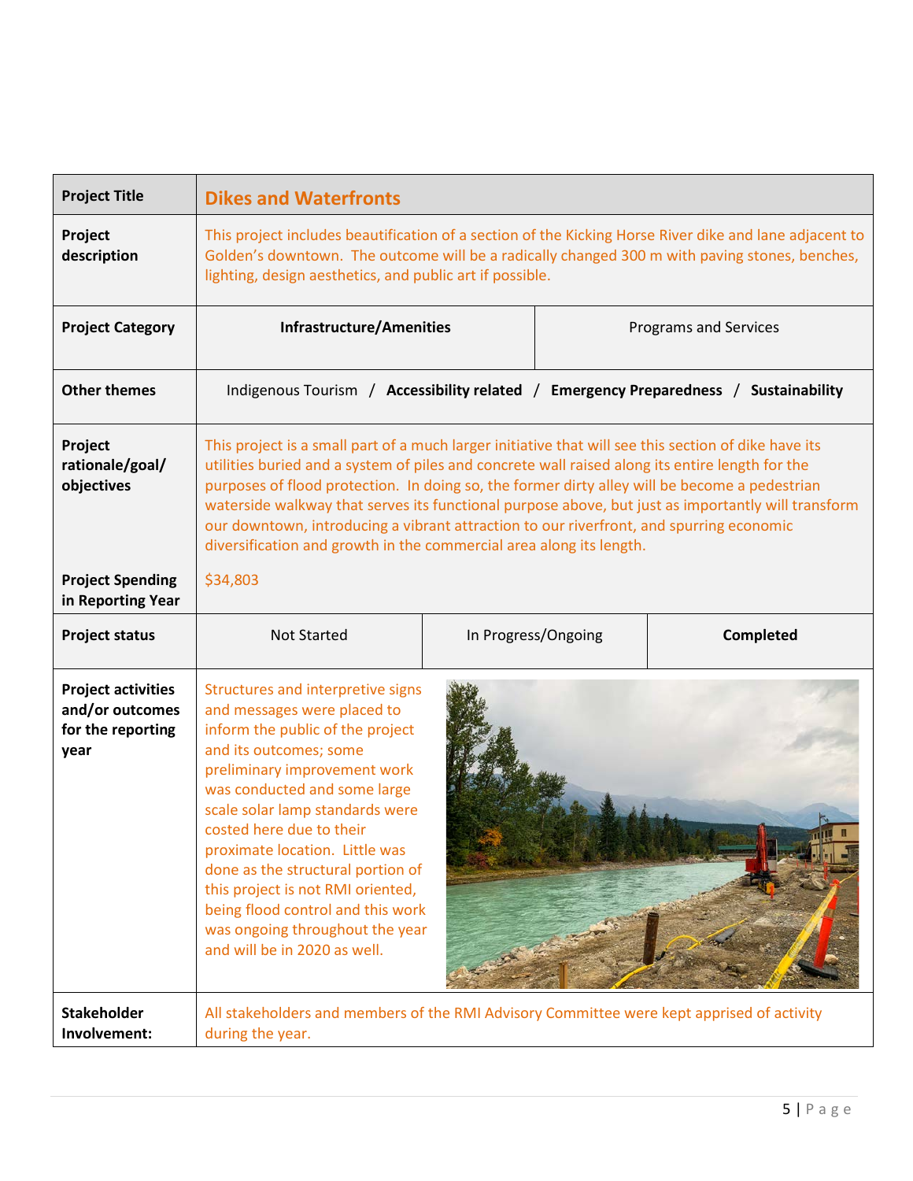| Project Title | **Dikes and Waterfronts** | | |
|---|---|---|---|
| **Project description** | This project includes beautification of a section of the Kicking Horse River dike and lane adjacent to Golden's downtown. The outcome will be a radically changed 300 m with paving stones, benches, lighting, design aesthetics, and public art if possible. | | |
| **Project Category** | **Infrastructure/Amenities** | Programs and Services | |
| **Other themes** | Indigenous Tourism / **Accessibility related** / **Emergency Preparedness** / **Sustainability** | | |
| **Project rationale/goal/ objectives** | This project is a small part of a much larger initiative that will see this section of dike have its utilities buried and a system of piles and concrete wall raised along its entire length for the purposes of flood protection. In doing so, the former dirty alley will be become a pedestrian waterside walkway that serves its functional purpose above, but just as importantly will transform our downtown, introducing a vibrant attraction to our riverfront, and spurring economic diversification and growth in the commercial area along its length. | | |
| **Project Spending in Reporting Year** | $34,803 | | |
| **Project status** | Not Started | In Progress/Ongoing | **Completed** |
| **Project activities and/or outcomes for the reporting year** | Structures and interpretive signs and messages were placed to inform the public of the project and its outcomes; some preliminary improvement work was conducted and some large scale solar lamp standards were costed here due to their proximate location. Little was done as the structural portion of this project is not RMI oriented, being flood control and this work was ongoing throughout the year and will be in 2020 as well. | | |
| **Stakeholder Involvement:** | All stakeholders and members of the RMI Advisory Committee were kept apprised of activity during the year. | | |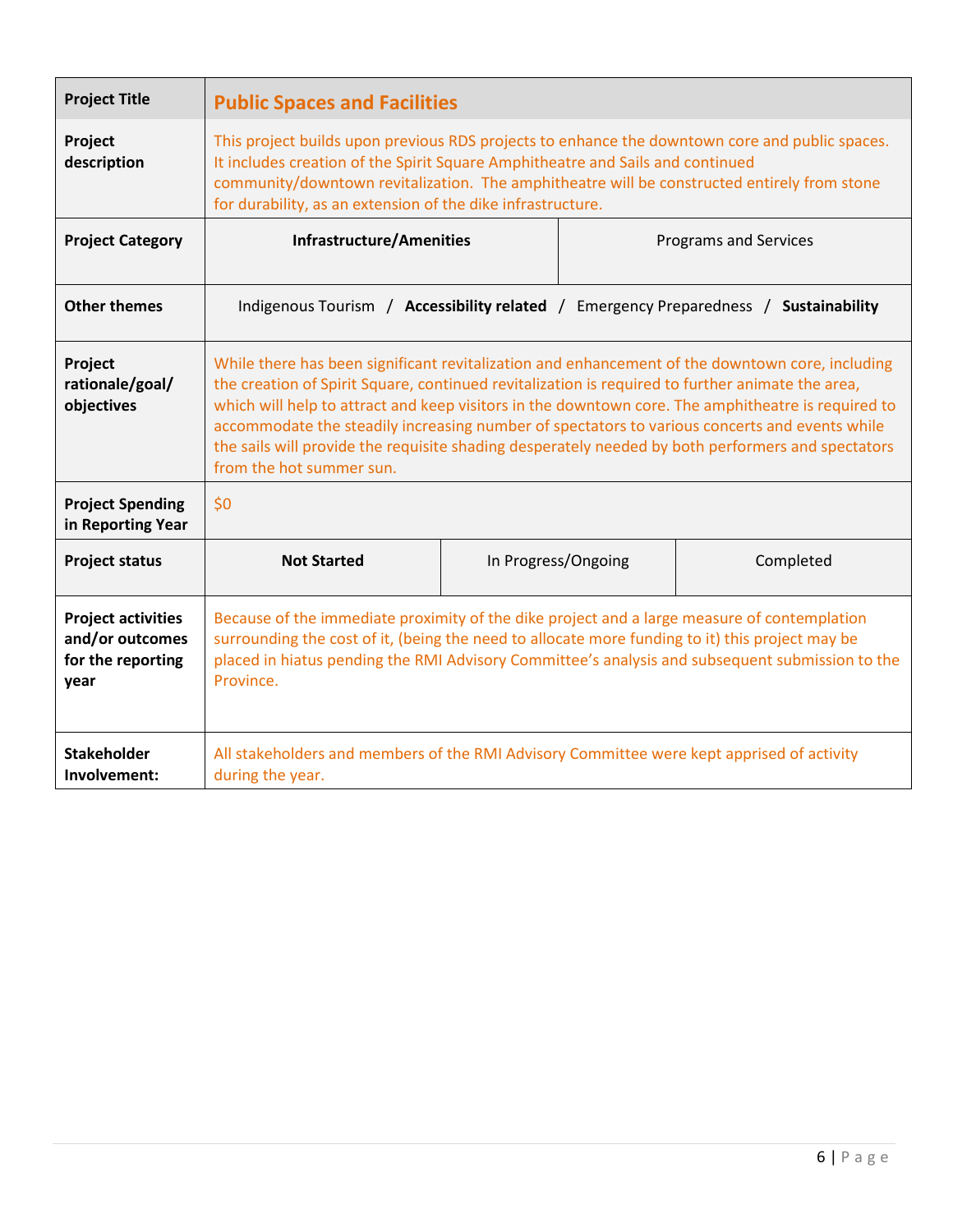| Project Title | **Public Spaces and Facilities** | | |
|---|---|---|---|
| **Project description** | This project builds upon previous RDS projects to enhance the downtown core and public spaces. It includes creation of the Spirit Square Amphitheatre and Sails and continued community/downtown revitalization. The amphitheatre will be constructed entirely from stone for durability, as an extension of the dike infrastructure. | | |
| **Project Category** | **Infrastructure/Amenities** | Programs and Services | |
| **Other themes** | Indigenous Tourism / **Accessibility related** / Emergency Preparedness / **Sustainability** | | |
| **Project rationale/goal/ objectives** | While there has been significant revitalization and enhancement of the downtown core, including the creation of Spirit Square, continued revitalization is required to further animate the area, which will help to attract and keep visitors in the downtown core. The amphitheatre is required to accommodate the steadily increasing number of spectators to various concerts and events while the sails will provide the requisite shading desperately needed by both performers and spectators from the hot summer sun. | | |
| **Project Spending in Reporting Year** | $0 | | |
| **Project status** | **Not Started** | In Progress/Ongoing | Completed |
| **Project activities and/or outcomes for the reporting year** | Because of the immediate proximity of the dike project and a large measure of contemplation surrounding the cost of it, (being the need to allocate more funding to it) this project may be placed in hiatus pending the RMI Advisory Committee's analysis and subsequent submission to the Province. | | |
| **Stakeholder Involvement:** | All stakeholders and members of the RMI Advisory Committee were kept apprised of activity during the year. | | |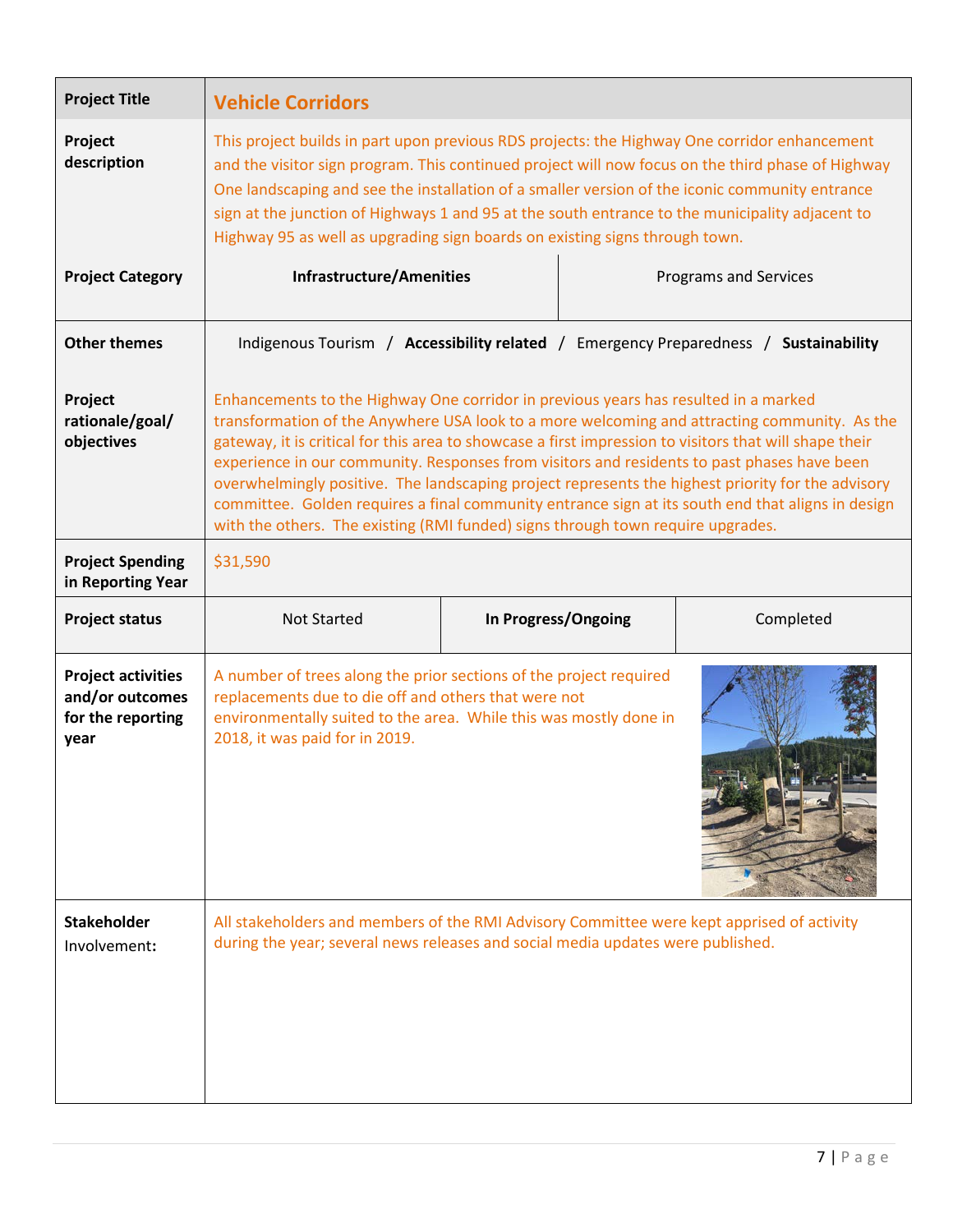| Project Title | **Vehicle Corridors** | | |
|---|---|---|---|
| **Project description** | This project builds in part upon previous RDS projects: the Highway One corridor enhancement and the visitor sign program. This continued project will now focus on the third phase of Highway One landscaping and see the installation of a smaller version of the iconic community entrance sign at the junction of Highways 1 and 95 at the south entrance to the municipality adjacent to Highway 95 as well as upgrading sign boards on existing signs through town. | | |
| **Project Category** | **Infrastructure/Amenities** | Programs and Services | |
| **Other themes** | Indigenous Tourism / **Accessibility related** / Emergency Preparedness / **Sustainability** | | |
| **Project rationale/goal/ objectives** | Enhancements to the Highway One corridor in previous years has resulted in a marked transformation of the Anywhere USA look to a more welcoming and attracting community. As the gateway, it is critical for this area to showcase a first impression to visitors that will shape their experience in our community. Responses from visitors and residents to past phases have been overwhelmingly positive. The landscaping project represents the highest priority for the advisory committee. Golden requires a final community entrance sign at its south end that aligns in design with the others. The existing (RMI funded) signs through town require upgrades. | | |
| **Project Spending in Reporting Year** | $31,590 | | |
| **Project status** | Not Started | **In Progress/Ongoing** | Completed |
| **Project activities and/or outcomes for the reporting year** | A number of trees along the prior sections of the project required replacements due to die off and others that were not environmentally suited to the area. While this was mostly done in 2018, it was paid for in 2019. | | |
| **Stakeholder** Involvement**:** | All stakeholders and members of the RMI Advisory Committee were kept apprised of activity during the year; several news releases and social media updates were published. | | |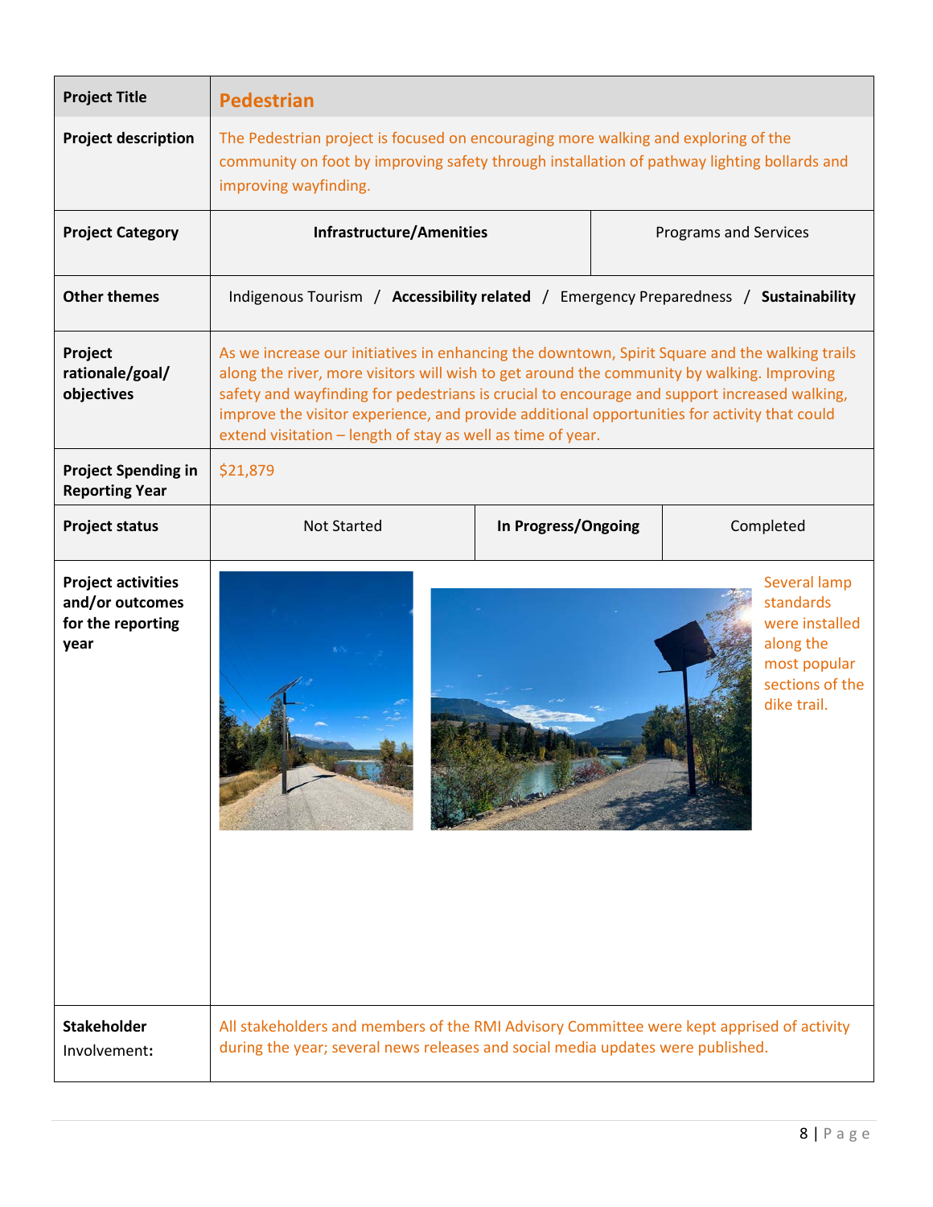| Project Title | **Pedestrian** | | |
|---|---|---|---|
| **Project description** | The Pedestrian project is focused on encouraging more walking and exploring of the community on foot by improving safety through installation of pathway lighting bollards and improving wayfinding. | | |
| **Project Category** | **Infrastructure/Amenities** | Programs and Services | |
| **Other themes** | Indigenous Tourism / **Accessibility related** / Emergency Preparedness / **Sustainability** | | |
| **Project rationale/goal/ objectives** | As we increase our initiatives in enhancing the downtown, Spirit Square and the walking trails along the river, more visitors will wish to get around the community by walking. Improving safety and wayfinding for pedestrians is crucial to encourage and support increased walking, improve the visitor experience, and provide additional opportunities for activity that could extend visitation – length of stay as well as time of year. | | |
| **Project Spending in Reporting Year** | $21,879 | | |
| **Project status** | Not Started | **In Progress/Ongoing** | Completed |
| **Project activities and/or outcomes for the reporting year** | Several lamp standards were installed along the most popular sections of the dike trail. | | |
| **Stakeholder Involvement:** | All stakeholders and members of the RMI Advisory Committee were kept apprised of activity during the year; several news releases and social media updates were published. | | |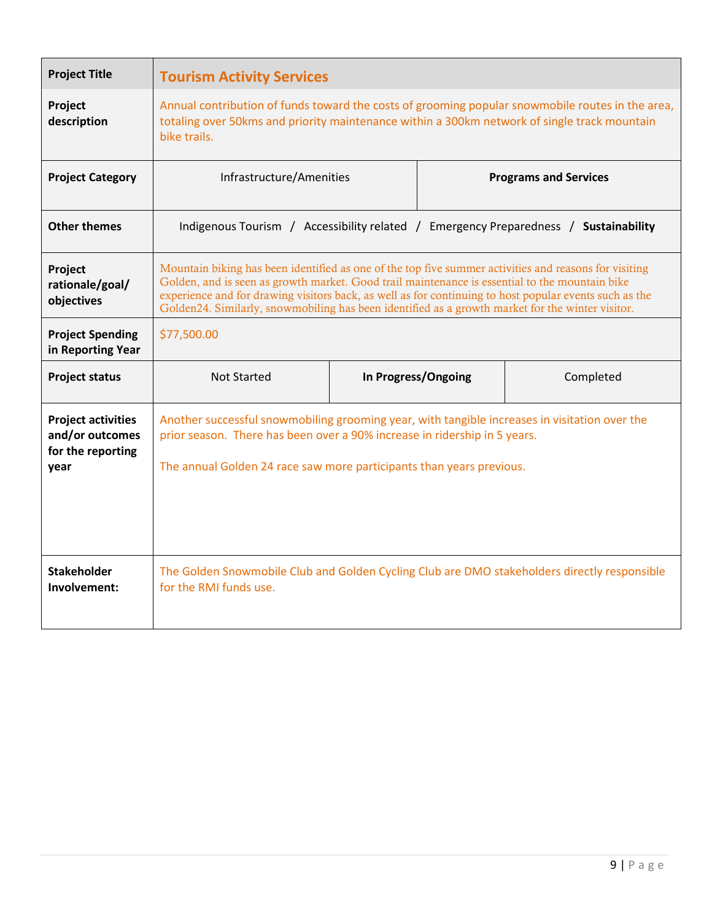| Project Title | Tourism Activity Services | | |
|---|---|---|---|
| Project description | Annual contribution of funds toward the costs of grooming popular snowmobile routes in the area, totaling over 50kms and priority maintenance within a 300km network of single track mountain bike trails. | | |
| Project Category | Infrastructure/Amenities | **Programs and Services** | |
| Other themes | Indigenous Tourism / Accessibility related / Emergency Preparedness / **Sustainability** | | |
| Project rationale/goal/objectives | Mountain biking has been identified as one of the top five summer activities and reasons for visiting Golden, and is seen as growth market. Good trail maintenance is essential to the mountain bike experience and for drawing visitors back, as well as for continuing to host popular events such as the Golden24. Similarly, snowmobiling has been identified as a growth market for the winter visitor. | | |
| Project Spending in Reporting Year | $77,500.00 | | |
| Project status | Not Started | **In Progress/Ongoing** | Completed |
| Project activities and/or outcomes for the reporting year | Another successful snowmobiling grooming year, with tangible increases in visitation over the prior season. There has been over a 90% increase in ridership in 5 years.<br><br>The annual Golden 24 race saw more participants than years previous. | | |
| Stakeholder Involvement: | The Golden Snowmobile Club and Golden Cycling Club are DMO stakeholders directly responsible for the RMI funds use. | | |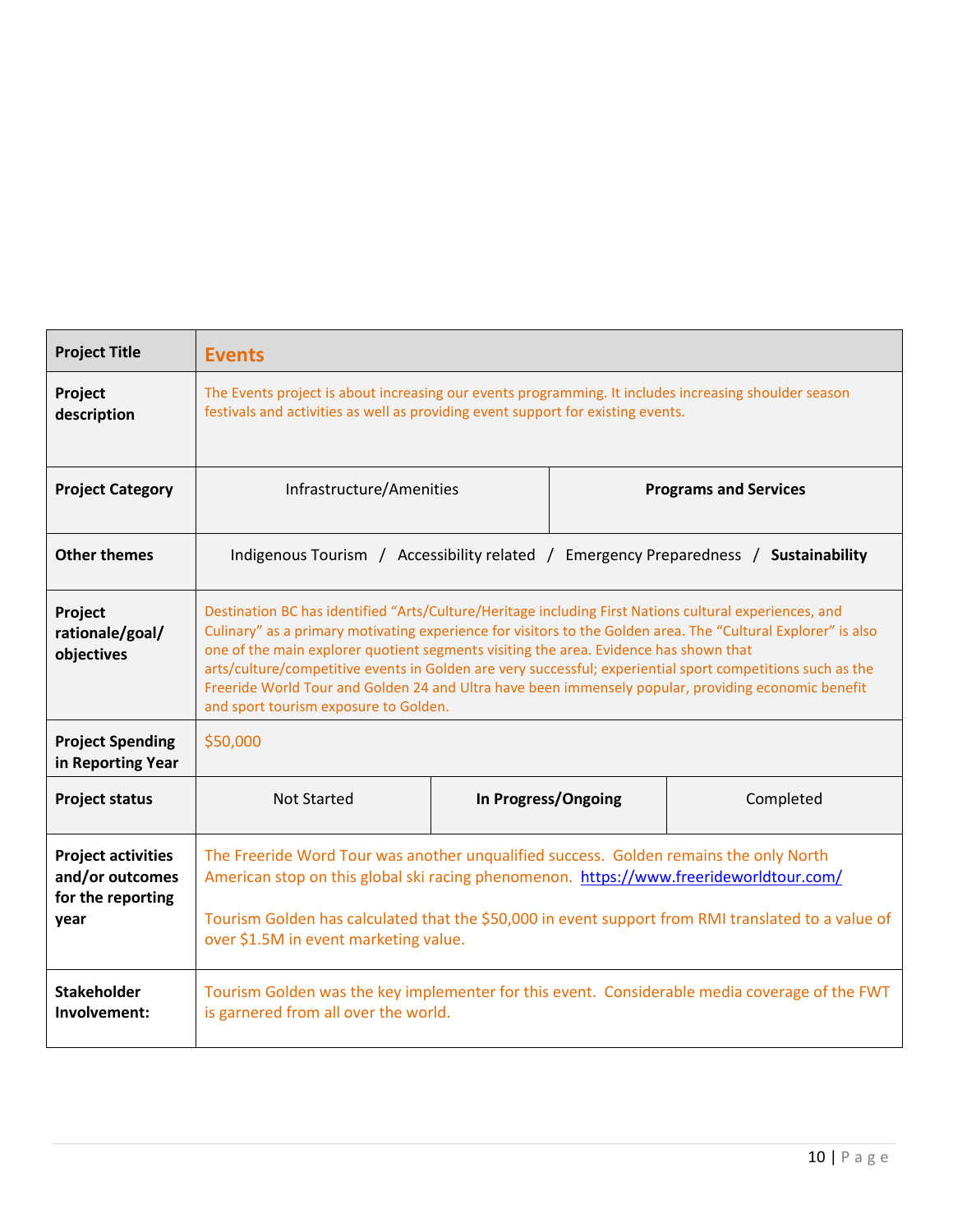| Project Title | **Events** | | |
|---|---|---|---|
| **Project description** | The Events project is about increasing our events programming. It includes increasing shoulder season festivals and activities as well as providing event support for existing events. | | |
| **Project Category** | Infrastructure/Amenities | **Programs and Services** | |
| **Other themes** | Indigenous Tourism / Accessibility related / Emergency Preparedness / **Sustainability** | | |
| **Project rationale/goal/ objectives** | Destination BC has identified “Arts/Culture/Heritage including First Nations cultural experiences, and Culinary” as a primary motivating experience for visitors to the Golden area. The “Cultural Explorer” is also one of the main explorer quotient segments visiting the area. Evidence has shown that arts/culture/competitive events in Golden are very successful; experiential sport competitions such as the Freeride World Tour and Golden 24 and Ultra have been immensely popular, providing economic benefit and sport tourism exposure to Golden. | | |
| **Project Spending in Reporting Year** | $50,000 | | |
| **Project status** | Not Started | **In Progress/Ongoing** | Completed |
| **Project activities and/or outcomes for the reporting year** | The Freeride Word Tour was another unqualified success. Golden remains the only North American stop on this global ski racing phenomenon. https://www.freerideworldtour.com/ <br><br> Tourism Golden has calculated that the $50,000 in event support from RMI translated to a value of over $1.5M in event marketing value. | | |
| **Stakeholder Involvement:** | Tourism Golden was the key implementer for this event. Considerable media coverage of the FWT is garnered from all over the world. | | |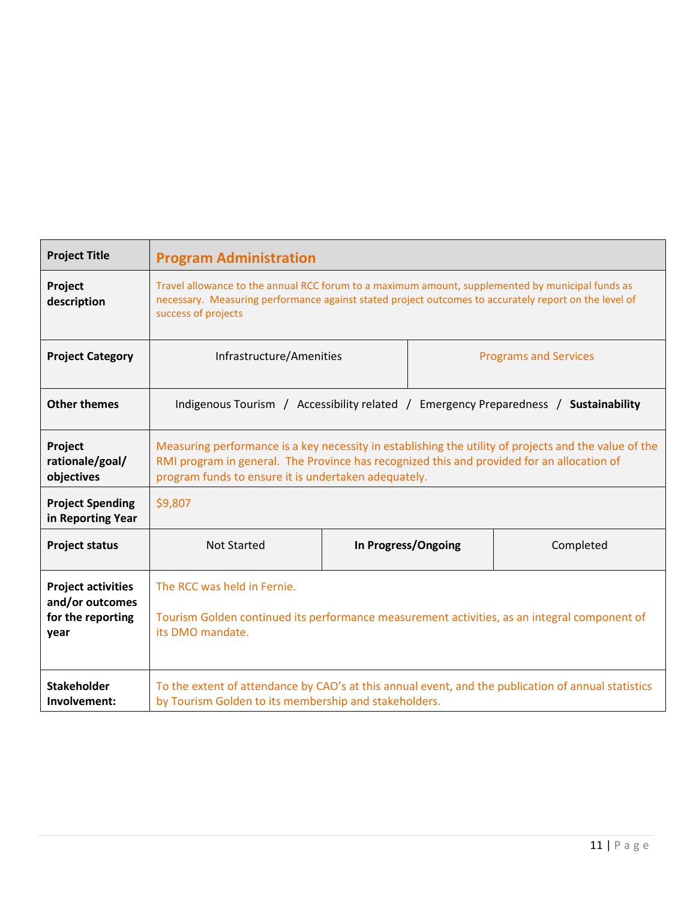| Project Title | **Program Administration** | | |
|---|---|---|---|
| **Project description** | Travel allowance to the annual RCC forum to a maximum amount, supplemented by municipal funds as necessary. Measuring performance against stated project outcomes to accurately report on the level of success of projects | | |
| **Project Category** | Infrastructure/Amenities | Programs and Services | |
| **Other themes** | Indigenous Tourism / Accessibility related / Emergency Preparedness / **Sustainability** | | |
| **Project rationale/goal/ objectives** | Measuring performance is a key necessity in establishing the utility of projects and the value of the RMI program in general. The Province has recognized this and provided for an allocation of program funds to ensure it is undertaken adequately. | | |
| **Project Spending in Reporting Year** | $9,807 | | |
| **Project status** | Not Started | **In Progress/Ongoing** | Completed |
| **Project activities and/or outcomes for the reporting year** | The RCC was held in Fernie.<br><br>Tourism Golden continued its performance measurement activities, as an integral component of its DMO mandate. | | |
| **Stakeholder Involvement:** | To the extent of attendance by CAO's at this annual event, and the publication of annual statistics by Tourism Golden to its membership and stakeholders. | | |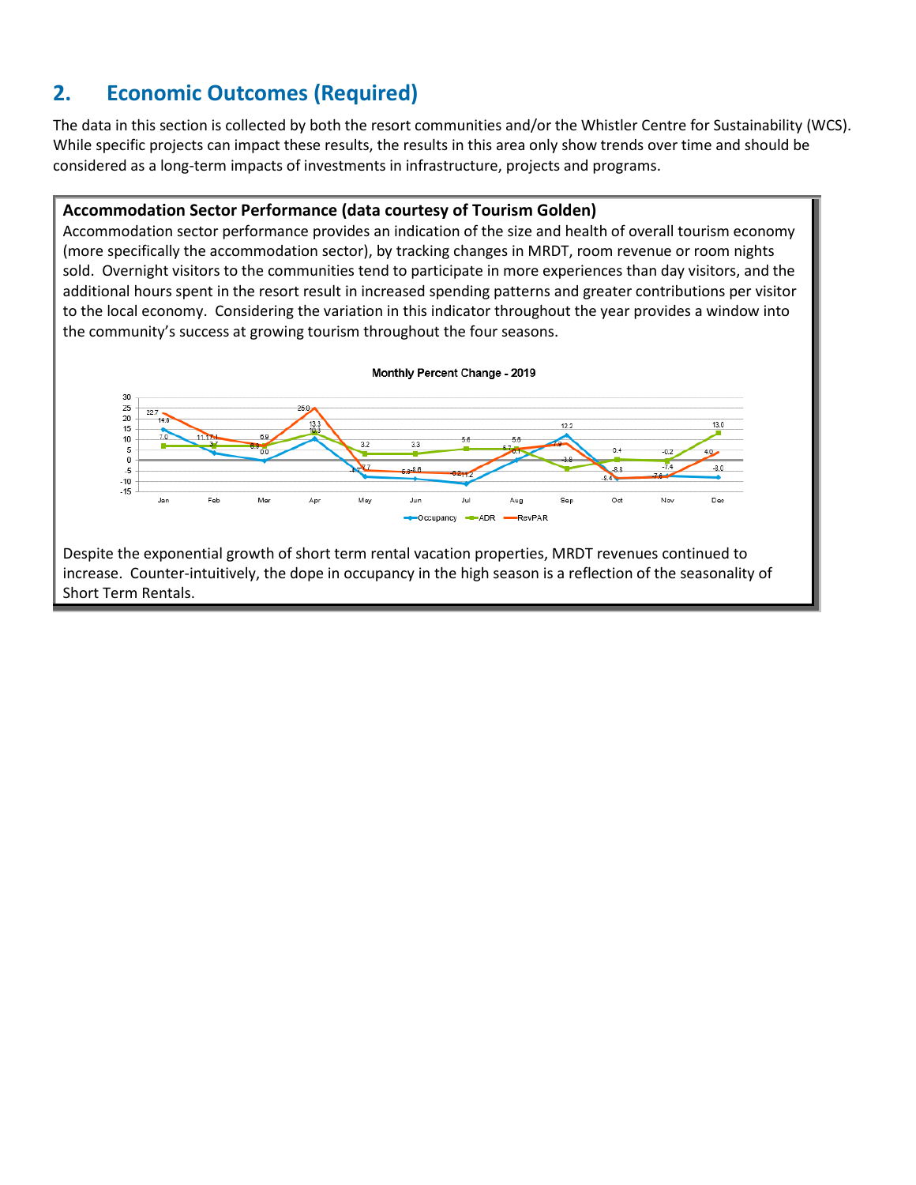## 2. Economic Outcomes (Required)

The data in this section is collected by both the resort communities and/or the Whistler Centre for Sustainability (WCS). While specific projects can impact these results, the results in this area only show trends over time and should be considered as a long-term impacts of investments in infrastructure, projects and programs.

**Accommodation Sector Performance (data courtesy of Tourism Golden)**

Accommodation sector performance provides an indication of the size and health of overall tourism economy (more specifically the accommodation sector), by tracking changes in MRDT, room revenue or room nights sold. Overnight visitors to the communities tend to participate in more experiences than day visitors, and the additional hours spent in the resort result in increased spending patterns and greater contributions per visitor to the local economy. Considering the variation in this indicator throughout the year provides a window into the community's success at growing tourism throughout the four seasons.

Monthly Percent Change - 2019

Despite the exponential growth of short term rental vacation properties, MRDT revenues continued to increase. Counter-intuitively, the dope in occupancy in the high season is a reflection of the seasonality of Short Term Rentals.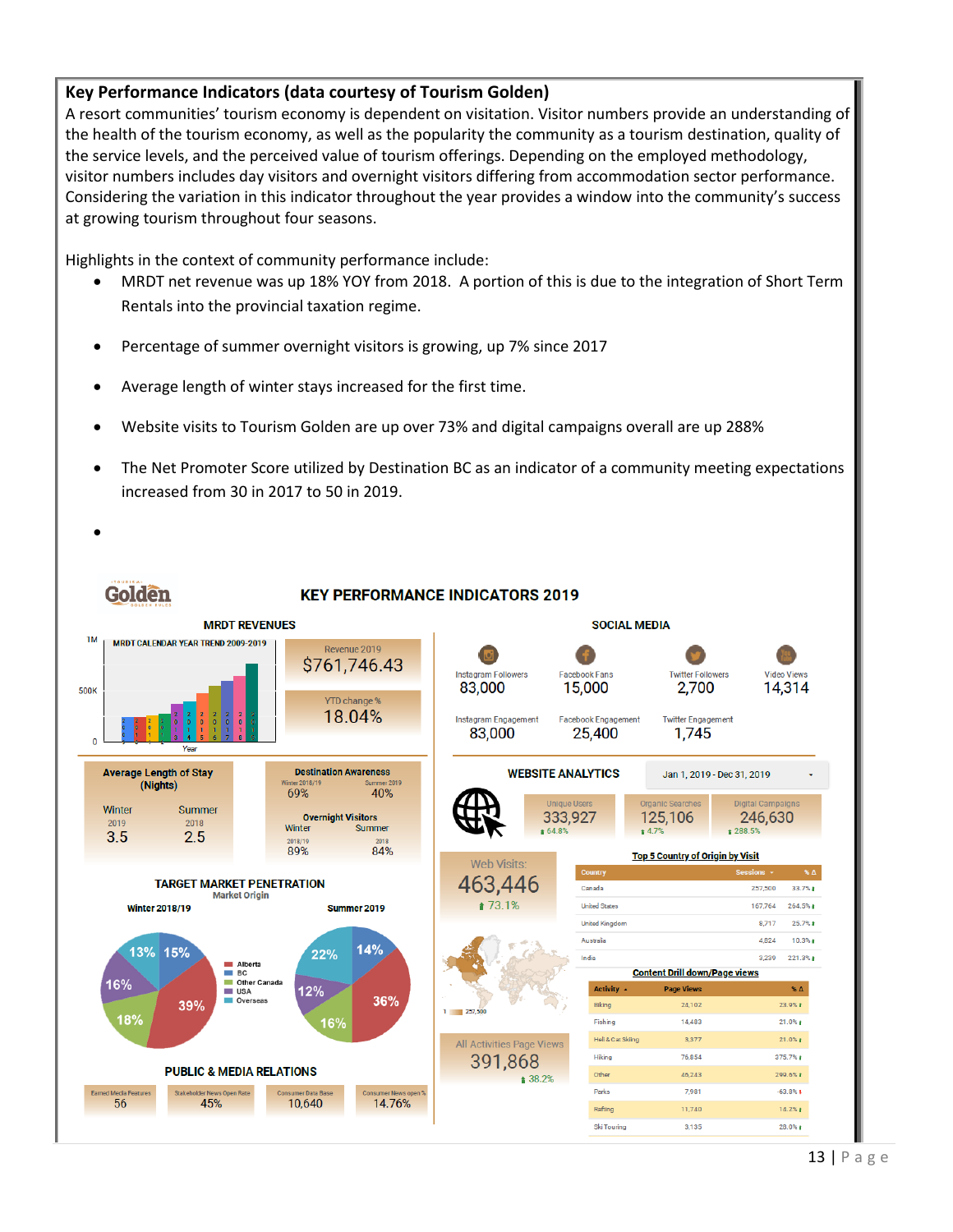## Key Performance Indicators (data courtesy of Tourism Golden)

A resort communities' tourism economy is dependent on visitation. Visitor numbers provide an understanding of the health of the tourism economy, as well as the popularity the community as a tourism destination, quality of the service levels, and the perceived value of tourism offerings. Depending on the employed methodology, visitor numbers includes day visitors and overnight visitors differing from accommodation sector performance. Considering the variation in this indicator throughout the year provides a window into the community's success at growing tourism throughout four seasons.

Highlights in the context of community performance include:

- MRDT net revenue was up 18% YOY from 2018. A portion of this is due to the integration of Short Term Rentals into the provincial taxation regime.
- Percentage of summer overnight visitors is growing, up 7% since 2017
- Average length of winter stays increased for the first time.
- Website visits to Tourism Golden are up over 73% and digital campaigns overall are up 288%
- The Net Promoter Score utilized by Destination BC as an indicator of a community meeting expectations increased from 30 in 2017 to 50 in 2019.
- 

### KEY PERFORMANCE INDICATORS 2019

**MRDT REVENUES**

MRDT CALENDAR YEAR TREND 2009-2019

- Revenue 2019: $761,746.43
- YTD change %: 18.04%

**SOCIAL MEDIA**

| Instagram Followers | Facebook Fans | Twitter Followers | Video Views |
|---|---|---|---|
| 83,000 | 15,000 | 2,700 | 14,314 |

| Instagram Engagement | Facebook Engagement | Twitter Engagement |
|---|---|---|
| 83,000 | 25,400 | 1,745 |

**Average Length of Stay (Nights)**

| Winter 2019 | Summer 2018 |
|---|---|
| 3.5 | 2.5 |

**Destination Awareness**

| Winter 2018/19 | Summer 2019 |
|---|---|
| 69% | 40% |

**Overnight Visitors**

| Winter 2018/19 | Summer 2018 |
|---|---|
| 89% | 84% |

**WEBSITE ANALYTICS** (Jan 1, 2019 - Dec 31, 2019)

| Unique Users | Organic Searches | Digital Campaigns |
|---|---|---|
| 333,927 (↑ 64.8%) | 125,106 (↑ 4.7%) | 246,630 (↑ 288.5%) |

- Web Visits: 463,446 (↑ 73.1%)
- All Activities Page Views: 391,868 (↑ 38.2%)

**Top 5 Country of Origin by Visit**

| Country | Sessions | % Δ |
|---|---|---|
| Canada | 257,500 | 33.7% |
| United States | 167,764 | 264.3% |
| United Kingdom | 8,717 | 25.7% |
| Australia | 4,824 | 10.3% |
| India | 3,239 | 221.3% |

**Content Drill down/Page views**

| Activity | Page Views | % Δ |
|---|---|---|
| Biking | 24,102 | 23.9% |
| Fishing | 14,483 | 21.0% |
| Heli & Cat Skiing | 3,377 | 21.0% |
| Hiking | 76,854 | 375.7% |
| Other | 46,243 | 299.6% |
| Parks | 7,981 | -63.8% |
| Rafting | 11,740 | 16.2% |
| Ski Touring | 3,135 | 28.0% |

**TARGET MARKET PENETRATION**

Market Origin

| Market | Winter 2018/19 | Summer 2019 |
|---|---|---|
| Alberta | 39% | 36% |
| BC | 15% | 14% |
| Other Canada | 18% | 16% |
| USA | 16% | 12% |
| Overseas | 13% | 22% |

**PUBLIC & MEDIA RELATIONS**

| Earned Media Features | Stakeholder News Open Rate | Consumer Data Base | Consumer News open % |
|---|---|---|---|
| 56 | 45% | 10,640 | 14.76% |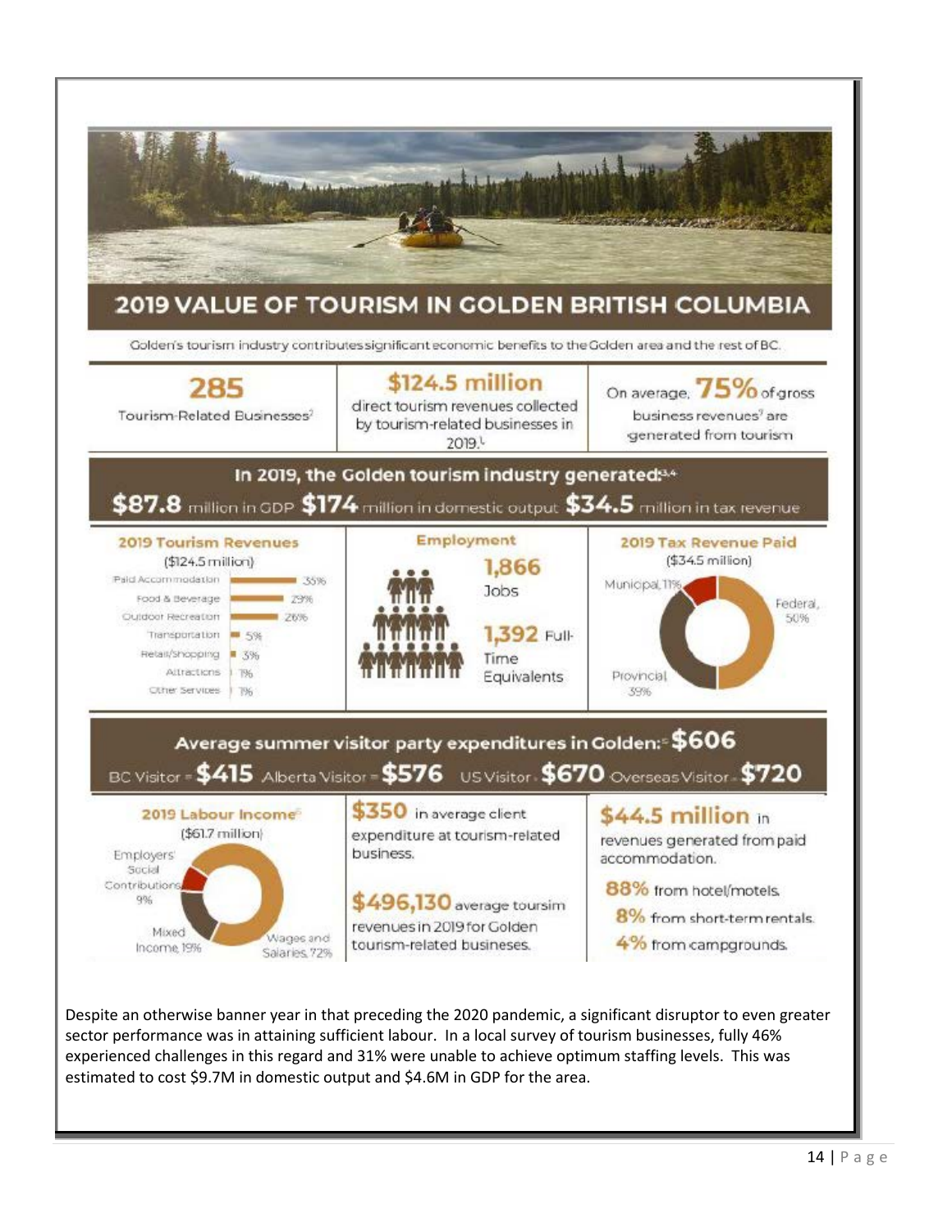## 2019 VALUE OF TOURISM IN GOLDEN BRITISH COLUMBIA

Golden's tourism industry contributes significant economic benefits to the Golden area and the rest of BC.

**285** Tourism-Related Businesses[2]

**$124.5 million** direct tourism revenues collected by tourism-related businesses in 2019.[1]

On average, **75%** of gross business revenues[7] are generated from tourism

**In 2019, the Golden tourism industry generated:[3,4]**

**$87.8** million in GDP **$174** million in domestic output **$34.5** million in tax revenue

**2019 Tourism Revenues** ($124.5 million)

| Category | Share |
|---|---|
| Paid Accommodation | 35% |
| Food & Beverage | 23% |
| Outdoor Recreation | 26% |
| Transportation | 5% |
| Retail/Shopping | 3% |
| Attractions | 1% |
| Other Services | 1% |

**Employment**

**1,866** Jobs

**1,392** Full-Time Equivalents

**2019 Tax Revenue Paid** ($34.5 million)

- Municipal, 11%
- Federal, 50%
- Provincial, 39%

**Average summer visitor party expenditures in Golden:[5] $606**

BC Visitor - **$415** Alberta Visitor - **$576** US Visitor - **$670** Overseas Visitor - **$720**

**2019 Labour Income[6]** ($61.7 million)

- Employers' Social Contributions, 9%
- Mixed Income, 19%
- Wages and Salaries, 72%

**$350** in average client expenditure at tourism-related business.

**$496,130** average toursim revenues in 2019 for Golden tourism-related busineses.

**$44.5 million** in revenues generated from paid accommodation.

- **88%** from hotel/motels.
- **8%** from short-term rentals.
- **4%** from campgrounds.

Despite an otherwise banner year in that preceding the 2020 pandemic, a significant disruptor to even greater sector performance was in attaining sufficient labour. In a local survey of tourism businesses, fully 46% experienced challenges in this regard and 31% were unable to achieve optimum staffing levels. This was estimated to cost $9.7M in domestic output and $4.6M in GDP for the area.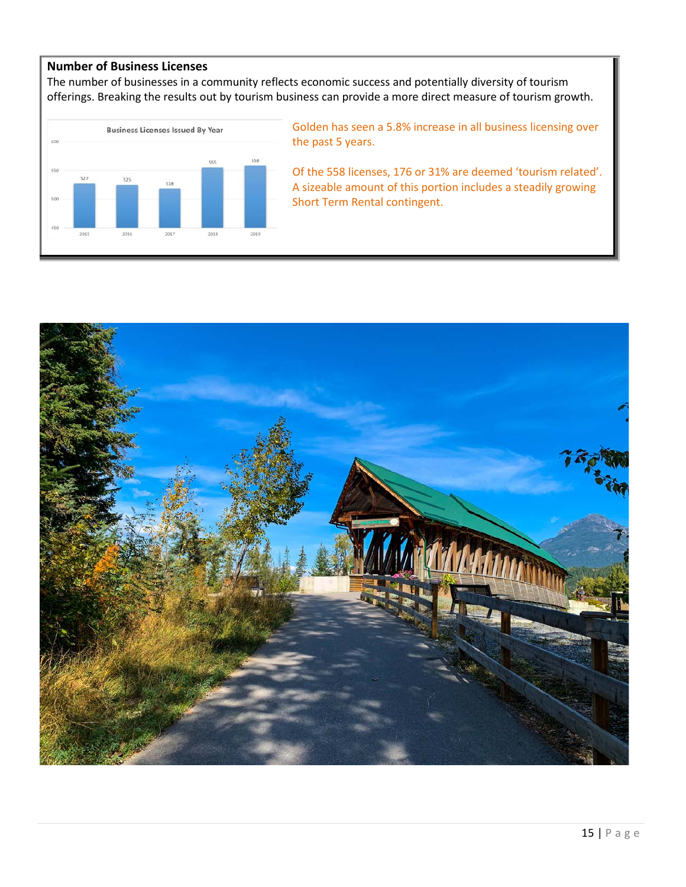### Number of Business Licenses

The number of businesses in a community reflects economic success and potentially diversity of tourism offerings. Breaking the results out by tourism business can provide a more direct measure of tourism growth.

**Business Licenses Issued By Year**

| Year | Licenses |
| --- | --- |
| 2015 | 527 |
| 2016 | 525 |
| 2017 | 518 |
| 2018 | 555 |
| 2019 | 558 |

Golden has seen a 5.8% increase in all business licensing over the past 5 years.

Of the 558 licenses, 176 or 31% are deemed 'tourism related'. A sizeable amount of this portion includes a steadily growing Short Term Rental contingent.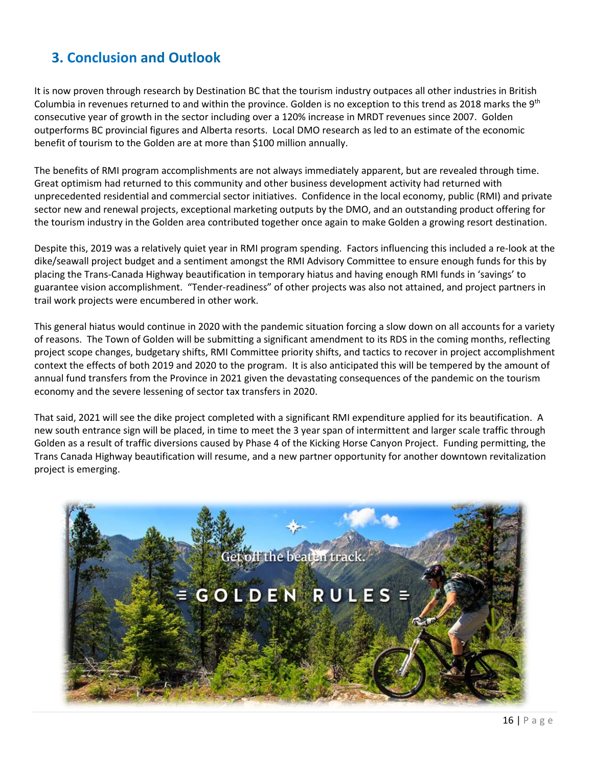## 3. Conclusion and Outlook

It is now proven through research by Destination BC that the tourism industry outpaces all other industries in British Columbia in revenues returned to and within the province. Golden is no exception to this trend as 2018 marks the 9th consecutive year of growth in the sector including over a 120% increase in MRDT revenues since 2007. Golden outperforms BC provincial figures and Alberta resorts. Local DMO research as led to an estimate of the economic benefit of tourism to the Golden are at more than $100 million annually.

The benefits of RMI program accomplishments are not always immediately apparent, but are revealed through time. Great optimism had returned to this community and other business development activity had returned with unprecedented residential and commercial sector initiatives. Confidence in the local economy, public (RMI) and private sector new and renewal projects, exceptional marketing outputs by the DMO, and an outstanding product offering for the tourism industry in the Golden area contributed together once again to make Golden a growing resort destination.

Despite this, 2019 was a relatively quiet year in RMI program spending. Factors influencing this included a re-look at the dike/seawall project budget and a sentiment amongst the RMI Advisory Committee to ensure enough funds for this by placing the Trans-Canada Highway beautification in temporary hiatus and having enough RMI funds in 'savings' to guarantee vision accomplishment. "Tender-readiness" of other projects was also not attained, and project partners in trail work projects were encumbered in other work.

This general hiatus would continue in 2020 with the pandemic situation forcing a slow down on all accounts for a variety of reasons. The Town of Golden will be submitting a significant amendment to its RDS in the coming months, reflecting project scope changes, budgetary shifts, RMI Committee priority shifts, and tactics to recover in project accomplishment context the effects of both 2019 and 2020 to the program. It is also anticipated this will be tempered by the amount of annual fund transfers from the Province in 2021 given the devastating consequences of the pandemic on the tourism economy and the severe lessening of sector tax transfers in 2020.

That said, 2021 will see the dike project completed with a significant RMI expenditure applied for its beautification. A new south entrance sign will be placed, in time to meet the 3 year span of intermittent and larger scale traffic through Golden as a result of traffic diversions caused by Phase 4 of the Kicking Horse Canyon Project. Funding permitting, the Trans Canada Highway beautification will resume, and a new partner opportunity for another downtown revitalization project is emerging.